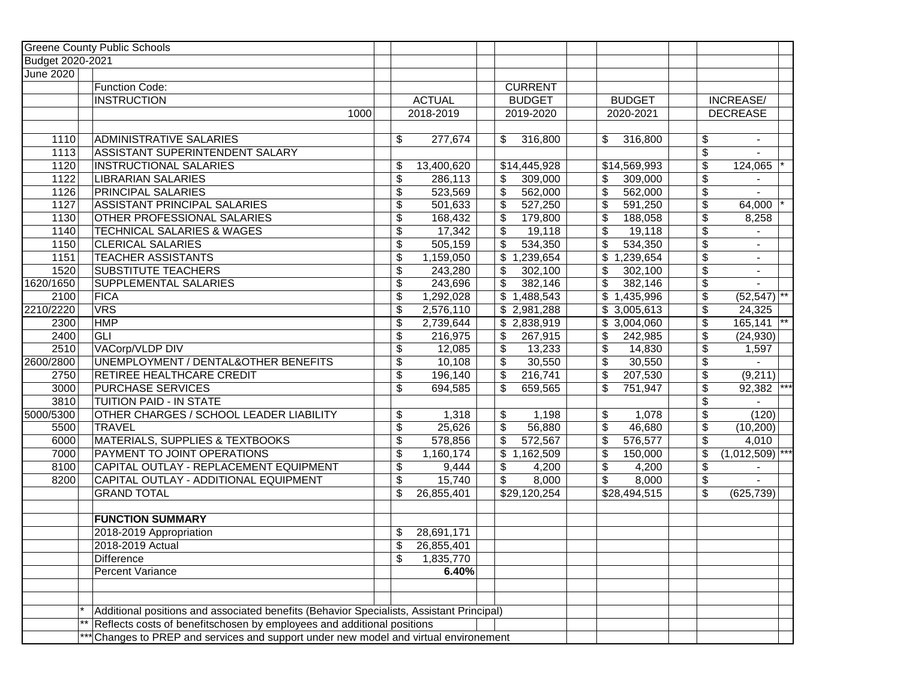Greene County Public Schools

Budget 2020-2021

June 2020

| Code | Function Code: INSTRUCTION 1000 | ACTUAL 2018-2019 | CURRENT BUDGET 2019-2020 | BUDGET 2020-2021 | INCREASE/ DECREASE | |
|---|---|---|---|---|---|---|
| 1110 | ADMINISTRATIVE SALARIES | $ 277,674 | $ 316,800 | $ 316,800 | $ - | |
| 1113 | ASSISTANT SUPERINTENDENT SALARY | | | | $ - | |
| 1120 | INSTRUCTIONAL SALARIES | $ 13,400,620 | $14,445,928 | $14,569,993 | $ 124,065 | * |
| 1122 | LIBRARIAN SALARIES | $ 286,113 | $ 309,000 | $ 309,000 | $ - | |
| 1126 | PRINCIPAL SALARIES | $ 523,569 | $ 562,000 | $ 562,000 | $ - | |
| 1127 | ASSISTANT PRINCIPAL SALARIES | $ 501,633 | $ 527,250 | $ 591,250 | $ 64,000 | * |
| 1130 | OTHER PROFESSIONAL SALARIES | $ 168,432 | $ 179,800 | $ 188,058 | $ 8,258 | |
| 1140 | TECHNICAL SALARIES & WAGES | $ 17,342 | $ 19,118 | $ 19,118 | $ - | |
| 1150 | CLERICAL SALARIES | $ 505,159 | $ 534,350 | $ 534,350 | $ - | |
| 1151 | TEACHER ASSISTANTS | $ 1,159,050 | $ 1,239,654 | $ 1,239,654 | $ - | |
| 1520 | SUBSTITUTE TEACHERS | $ 243,280 | $ 302,100 | $ 302,100 | $ - | |
| 1620/1650 | SUPPLEMENTAL SALARIES | $ 243,696 | $ 382,146 | $ 382,146 | $ - | |
| 2100 | FICA | $ 1,292,028 | $ 1,488,543 | $ 1,435,996 | $ (52,547) | ** |
| 2210/2220 | VRS | $ 2,576,110 | $ 2,981,288 | $ 3,005,613 | $ 24,325 | |
| 2300 | HMP | $ 2,739,644 | $ 2,838,919 | $ 3,004,060 | $ 165,141 | ** |
| 2400 | GLI | $ 216,975 | $ 267,915 | $ 242,985 | $ (24,930) | |
| 2510 | VACorp/VLDP DIV | $ 12,085 | $ 13,233 | $ 14,830 | $ 1,597 | |
| 2600/2800 | UNEMPLOYMENT / DENTAL&OTHER BENEFITS | $ 10,108 | $ 30,550 | $ 30,550 | $ - | |
| 2750 | RETIREE HEALTHCARE CREDIT | $ 196,140 | $ 216,741 | $ 207,530 | $ (9,211) | |
| 3000 | PURCHASE SERVICES | $ 694,585 | $ 659,565 | $ 751,947 | $ 92,382 | *** |
| 3810 | TUITION PAID - IN STATE | | | | $ - | |
| 5000/5300 | OTHER CHARGES / SCHOOL LEADER LIABILITY | $ 1,318 | $ 1,198 | $ 1,078 | $ (120) | |
| 5500 | TRAVEL | $ 25,626 | $ 56,880 | $ 46,680 | $ (10,200) | |
| 6000 | MATERIALS, SUPPLIES & TEXTBOOKS | $ 578,856 | $ 572,567 | $ 576,577 | $ 4,010 | |
| 7000 | PAYMENT TO JOINT OPERATIONS | $ 1,160,174 | $ 1,162,509 | $ 150,000 | $ (1,012,509) | *** |
| 8100 | CAPITAL OUTLAY - REPLACEMENT EQUIPMENT | $ 9,444 | $ 4,200 | $ 4,200 | $ - | |
| 8200 | CAPITAL OUTLAY - ADDITIONAL EQUIPMENT | $ 15,740 | $ 8,000 | $ 8,000 | $ - | |
| | GRAND TOTAL | $ 26,855,401 | $29,120,254 | $28,494,515 | $ (625,739) | |

**FUNCTION SUMMARY**

| | |
|---|---|
| 2018-2019 Appropriation | $ 28,691,171 |
| 2018-2019 Actual | $ 26,855,401 |
| Difference | $ 1,835,770 |
| Percent Variance | **6.40%** |

\* Additional positions and associated benefits (Behavior Specialists, Assistant Principal)

\*\* Reflects costs of benefitschosen by employees and additional positions

\*\*\* Changes to PREP and services and support under new model and virtual environement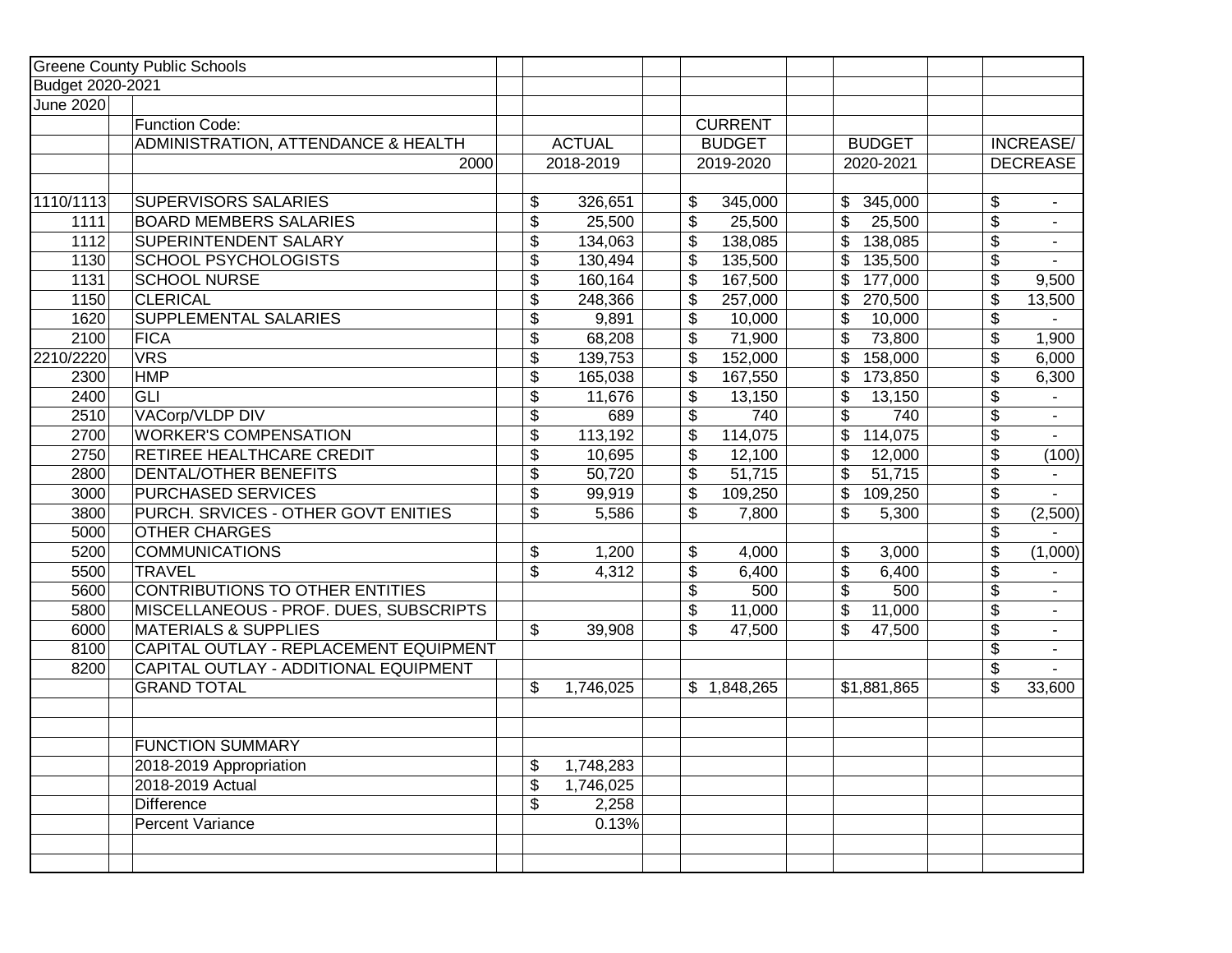| Greene County Public Schools | | | | | |
|---|---|---|---|---|---|
| Budget 2020-2021 | | | | | |
| June 2020 | | | | | |
| | Function Code: | | CURRENT | | |
| | ADMINISTRATION, ATTENDANCE & HEALTH | ACTUAL | BUDGET | BUDGET | INCREASE/ |
| | 2000 | 2018-2019 | 2019-2020 | 2020-2021 | DECREASE |
| | | | | | |
| 1110/1113 | SUPERVISORS SALARIES | $ 326,651 | $ 345,000 | $ 345,000 | $ - |
| 1111 | BOARD MEMBERS SALARIES | $ 25,500 | $ 25,500 | $ 25,500 | $ - |
| 1112 | SUPERINTENDENT SALARY | $ 134,063 | $ 138,085 | $ 138,085 | $ - |
| 1130 | SCHOOL PSYCHOLOGISTS | $ 130,494 | $ 135,500 | $ 135,500 | $ - |
| 1131 | SCHOOL NURSE | $ 160,164 | $ 167,500 | $ 177,000 | $ 9,500 |
| 1150 | CLERICAL | $ 248,366 | $ 257,000 | $ 270,500 | $ 13,500 |
| 1620 | SUPPLEMENTAL SALARIES | $ 9,891 | $ 10,000 | $ 10,000 | $ - |
| 2100 | FICA | $ 68,208 | $ 71,900 | $ 73,800 | $ 1,900 |
| 2210/2220 | VRS | $ 139,753 | $ 152,000 | $ 158,000 | $ 6,000 |
| 2300 | HMP | $ 165,038 | $ 167,550 | $ 173,850 | $ 6,300 |
| 2400 | GLI | $ 11,676 | $ 13,150 | $ 13,150 | $ - |
| 2510 | VACorp/VLDP DIV | $ 689 | $ 740 | $ 740 | $ - |
| 2700 | WORKER'S COMPENSATION | $ 113,192 | $ 114,075 | $ 114,075 | $ - |
| 2750 | RETIREE HEALTHCARE CREDIT | $ 10,695 | $ 12,100 | $ 12,000 | $ (100) |
| 2800 | DENTAL/OTHER BENEFITS | $ 50,720 | $ 51,715 | $ 51,715 | $ - |
| 3000 | PURCHASED SERVICES | $ 99,919 | $ 109,250 | $ 109,250 | $ - |
| 3800 | PURCH. SRVICES - OTHER GOVT ENITIES | $ 5,586 | $ 7,800 | $ 5,300 | $ (2,500) |
| 5000 | OTHER CHARGES | | | | $ - |
| 5200 | COMMUNICATIONS | $ 1,200 | $ 4,000 | $ 3,000 | $ (1,000) |
| 5500 | TRAVEL | $ 4,312 | $ 6,400 | $ 6,400 | $ - |
| 5600 | CONTRIBUTIONS TO OTHER ENTITIES | | $ 500 | $ 500 | $ - |
| 5800 | MISCELLANEOUS - PROF. DUES, SUBSCRIPTS | | $ 11,000 | $ 11,000 | $ - |
| 6000 | MATERIALS & SUPPLIES | $ 39,908 | $ 47,500 | $ 47,500 | $ - |
| 8100 | CAPITAL OUTLAY - REPLACEMENT EQUIPMENT | | | | $ - |
| 8200 | CAPITAL OUTLAY - ADDITIONAL EQUIPMENT | | | | $ - |
| | GRAND TOTAL | $ 1,746,025 | $ 1,848,265 | $1,881,865 | $ 33,600 |
| | | | | | |
| | | | | | |
| | FUNCTION SUMMARY | | | | |
| | 2018-2019 Appropriation | $ 1,748,283 | | | |
| | 2018-2019 Actual | $ 1,746,025 | | | |
| | Difference | $ 2,258 | | | |
| | Percent Variance | 0.13% | | | |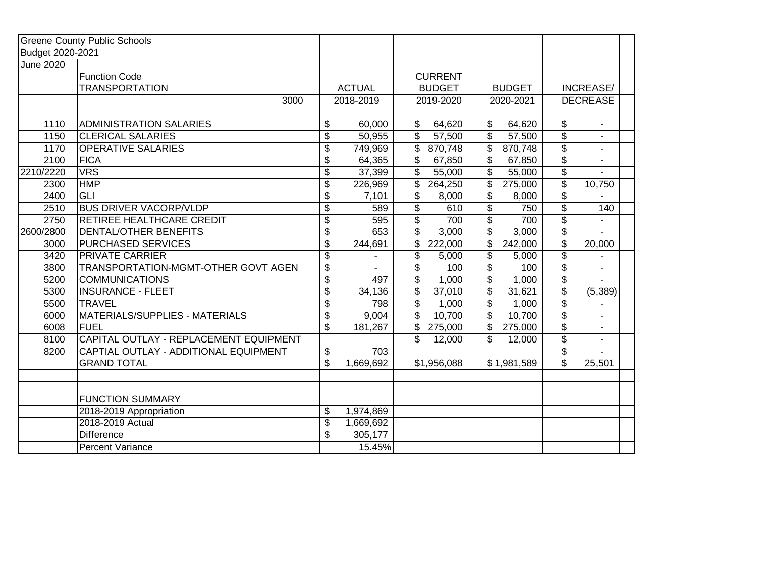Greene County Public Schools
Budget 2020-2021
June 2020

| Code | Function Code TRANSPORTATION 3000 | ACTUAL 2018-2019 | CURRENT BUDGET 2019-2020 | BUDGET 2020-2021 | INCREASE/ DECREASE |
|---|---|---|---|---|---|
| 1110 | ADMINISTRATION SALARIES | $ 60,000 | $ 64,620 | $ 64,620 | $ - |
| 1150 | CLERICAL SALARIES | $ 50,955 | $ 57,500 | $ 57,500 | $ - |
| 1170 | OPERATIVE SALARIES | $ 749,969 | $ 870,748 | $ 870,748 | $ - |
| 2100 | FICA | $ 64,365 | $ 67,850 | $ 67,850 | $ - |
| 2210/2220 | VRS | $ 37,399 | $ 55,000 | $ 55,000 | $ - |
| 2300 | HMP | $ 226,969 | $ 264,250 | $ 275,000 | $ 10,750 |
| 2400 | GLI | $ 7,101 | $ 8,000 | $ 8,000 | $ - |
| 2510 | BUS DRIVER VACORP/VLDP | $ 589 | $ 610 | $ 750 | $ 140 |
| 2750 | RETIREE HEALTHCARE CREDIT | $ 595 | $ 700 | $ 700 | $ - |
| 2600/2800 | DENTAL/OTHER BENEFITS | $ 653 | $ 3,000 | $ 3,000 | $ - |
| 3000 | PURCHASED SERVICES | $ 244,691 | $ 222,000 | $ 242,000 | $ 20,000 |
| 3420 | PRIVATE CARRIER | $ - | $ 5,000 | $ 5,000 | $ - |
| 3800 | TRANSPORTATION-MGMT-OTHER GOVT AGEN | $ - | $ 100 | $ 100 | $ - |
| 5200 | COMMUNICATIONS | $ 497 | $ 1,000 | $ 1,000 | $ - |
| 5300 | INSURANCE - FLEET | $ 34,136 | $ 37,010 | $ 31,621 | $ (5,389) |
| 5500 | TRAVEL | $ 798 | $ 1,000 | $ 1,000 | $ - |
| 6000 | MATERIALS/SUPPLIES - MATERIALS | $ 9,004 | $ 10,700 | $ 10,700 | $ - |
| 6008 | FUEL | $ 181,267 | $ 275,000 | $ 275,000 | $ - |
| 8100 | CAPITAL OUTLAY - REPLACEMENT EQUIPMENT | | $ 12,000 | $ 12,000 | $ - |
| 8200 | CAPTIAL OUTLAY - ADDITIONAL EQUIPMENT | $ 703 | | | $ - |
| | GRAND TOTAL | $ 1,669,692 | $1,956,088 | $ 1,981,589 | $ 25,501 |
| | | | | | |
| | FUNCTION SUMMARY | | | | |
| | 2018-2019 Appropriation | $ 1,974,869 | | | |
| | 2018-2019 Actual | $ 1,669,692 | | | |
| | Difference | $ 305,177 | | | |
| | Percent Variance | 15.45% | | | |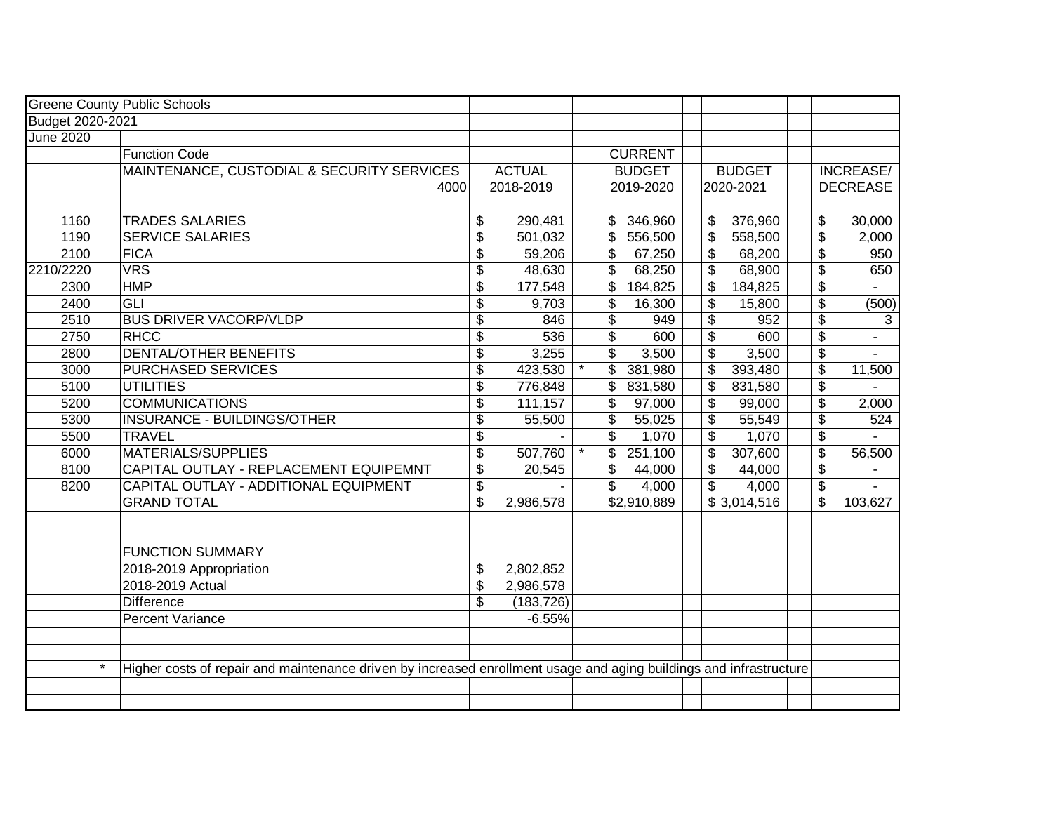Greene County Public Schools

Budget 2020-2021

June 2020

| Code | Function Code<br>MAINTENANCE, CUSTODIAL & SECURITY SERVICES 4000 | ACTUAL 2018-2019 | | CURRENT BUDGET 2019-2020 | BUDGET 2020-2021 | INCREASE/ DECREASE |
|---|---|---|---|---|---|---|
| 1160 | TRADES SALARIES | $ 290,481 | | $ 346,960 | $ 376,960 | $ 30,000 |
| 1190 | SERVICE SALARIES | $ 501,032 | | $ 556,500 | $ 558,500 | $ 2,000 |
| 2100 | FICA | $ 59,206 | | $ 67,250 | $ 68,200 | $ 950 |
| 2210/2220 | VRS | $ 48,630 | | $ 68,250 | $ 68,900 | $ 650 |
| 2300 | HMP | $ 177,548 | | $ 184,825 | $ 184,825 | $ - |
| 2400 | GLI | $ 9,703 | | $ 16,300 | $ 15,800 | $ (500) |
| 2510 | BUS DRIVER VACORP/VLDP | $ 846 | | $ 949 | $ 952 | $ 3 |
| 2750 | RHCC | $ 536 | | $ 600 | $ 600 | $ - |
| 2800 | DENTAL/OTHER BENEFITS | $ 3,255 | | $ 3,500 | $ 3,500 | $ - |
| 3000 | PURCHASED SERVICES | $ 423,530 | * | $ 381,980 | $ 393,480 | $ 11,500 |
| 5100 | UTILITIES | $ 776,848 | | $ 831,580 | $ 831,580 | $ - |
| 5200 | COMMUNICATIONS | $ 111,157 | | $ 97,000 | $ 99,000 | $ 2,000 |
| 5300 | INSURANCE - BUILDINGS/OTHER | $ 55,500 | | $ 55,025 | $ 55,549 | $ 524 |
| 5500 | TRAVEL | $ - | | $ 1,070 | $ 1,070 | $ - |
| 6000 | MATERIALS/SUPPLIES | $ 507,760 | * | $ 251,100 | $ 307,600 | $ 56,500 |
| 8100 | CAPITAL OUTLAY - REPLACEMENT EQUIPEMNT | $ 20,545 | | $ 44,000 | $ 44,000 | $ - |
| 8200 | CAPITAL OUTLAY - ADDITIONAL EQUIPMENT | $ - | | $ 4,000 | $ 4,000 | $ - |
| | GRAND TOTAL | $ 2,986,578 | | $2,910,889 | $ 3,014,516 | $ 103,627 |

| FUNCTION SUMMARY | |
|---|---|
| 2018-2019 Appropriation | $ 2,802,852 |
| 2018-2019 Actual | $ 2,986,578 |
| Difference | $ (183,726) |
| Percent Variance | -6.55% |

\* Higher costs of repair and maintenance driven by increased enrollment usage and aging buildings and infrastructure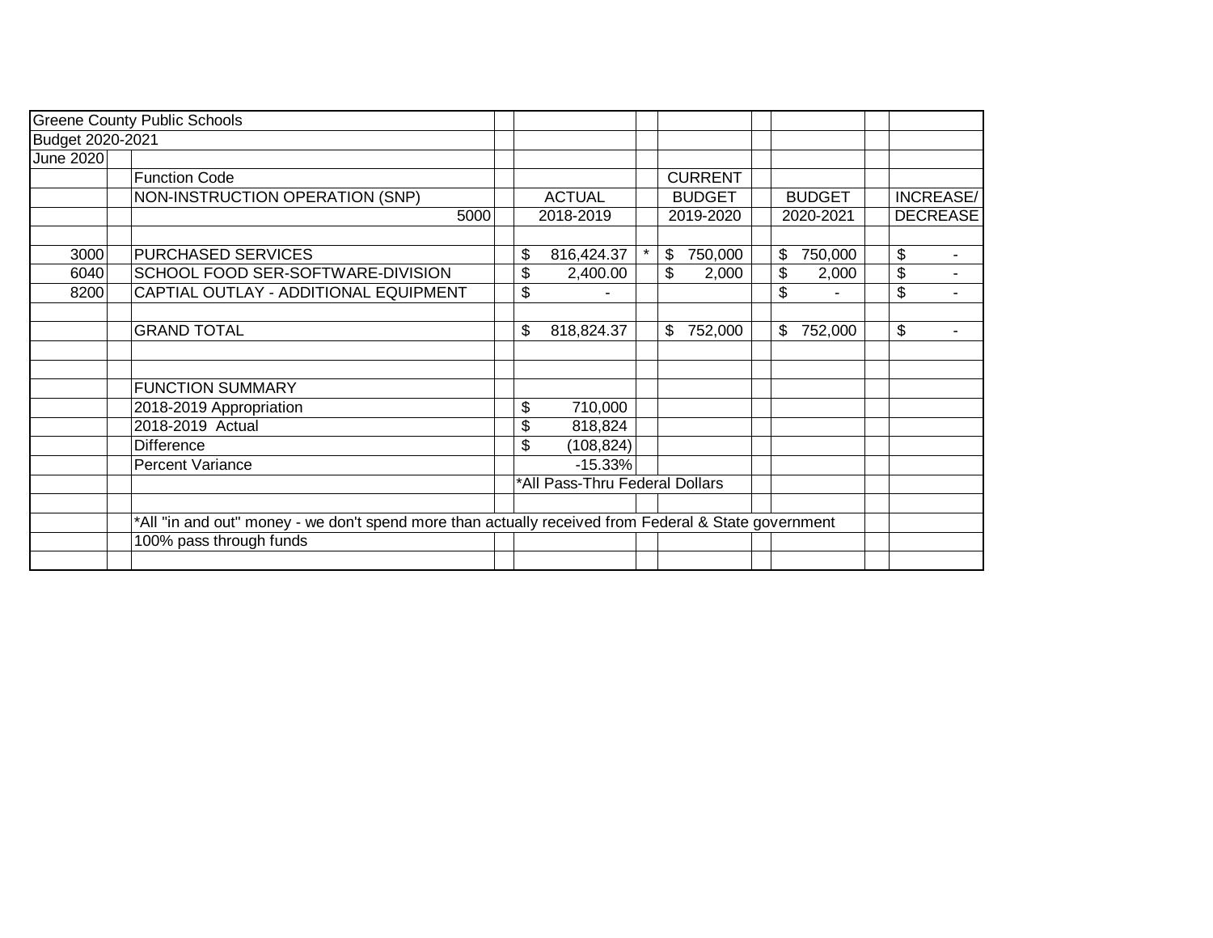Greene County Public Schools
Budget 2020-2021
June 2020

| | Function Code | | CURRENT | | |
|---|---|---|---|---|---|
| | NON-INSTRUCTION OPERATION (SNP) | ACTUAL | BUDGET | BUDGET | INCREASE/ |
| | 5000 | 2018-2019 | 2019-2020 | 2020-2021 | DECREASE |
| | | | | | |
| 3000 | PURCHASED SERVICES | $ 816,424.37 * | $ 750,000 | $ 750,000 | $ - |
| 6040 | SCHOOL FOOD SER-SOFTWARE-DIVISION | $ 2,400.00 | $ 2,000 | $ 2,000 | $ - |
| 8200 | CAPTIAL OUTLAY - ADDITIONAL EQUIPMENT | $ - | | $ - | $ - |
| | | | | | |
| | GRAND TOTAL | $ 818,824.37 | $ 752,000 | $ 752,000 | $ - |
| | | | | | |
| | FUNCTION SUMMARY | | | | |
| | 2018-2019 Appropriation | $ 710,000 | | | |
| | 2018-2019 Actual | $ 818,824 | | | |
| | Difference | $ (108,824) | | | |
| | Percent Variance | -15.33% | | | |
| | | *All Pass-Thru Federal Dollars | | | |

*All "in and out" money - we don't spend more than actually received from Federal & State government

100% pass through funds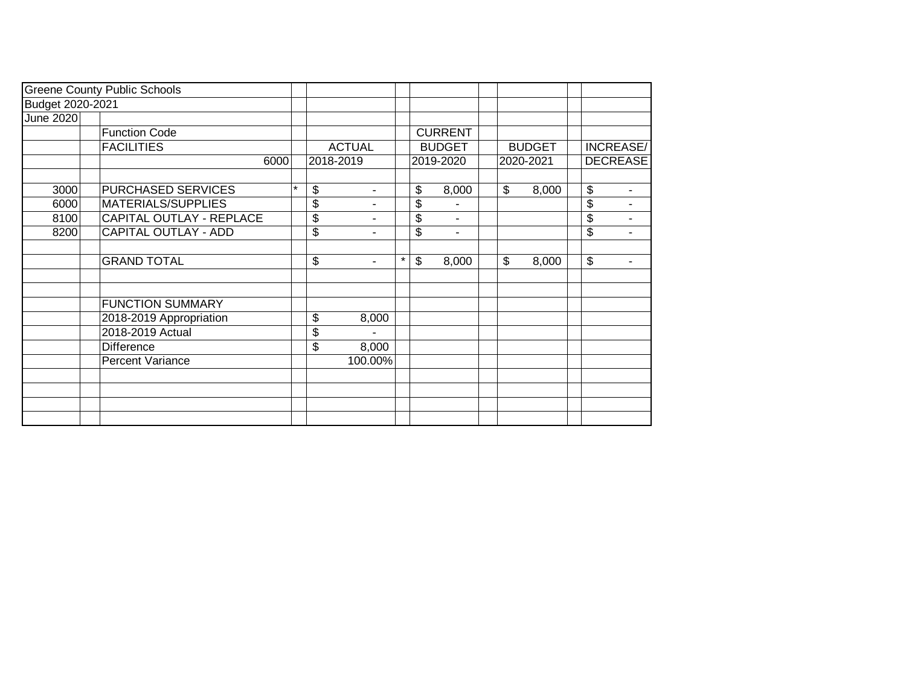Greene County Public Schools
Budget 2020-2021
June 2020

| Code | Function Code | | ACTUAL | | CURRENT BUDGET | BUDGET | INCREASE/ |
|---|---|---|---|---|---|---|---|
| | FACILITIES 6000 | | 2018-2019 | | 2019-2020 | 2020-2021 | DECREASE |
| 3000 | PURCHASED SERVICES | * | $ - | | $ 8,000 | $ 8,000 | $ - |
| 6000 | MATERIALS/SUPPLIES | | $ - | | $ - | | $ - |
| 8100 | CAPITAL OUTLAY - REPLACE | | $ - | | $ - | | $ - |
| 8200 | CAPITAL OUTLAY - ADD | | $ - | | $ - | | $ - |
| | GRAND TOTAL | | $ - | * | $ 8,000 | $ 8,000 | $ - |

| FUNCTION SUMMARY | |
|---|---|
| 2018-2019 Appropriation | $ 8,000 |
| 2018-2019 Actual | $ - |
| Difference | $ 8,000 |
| Percent Variance | 100.00% |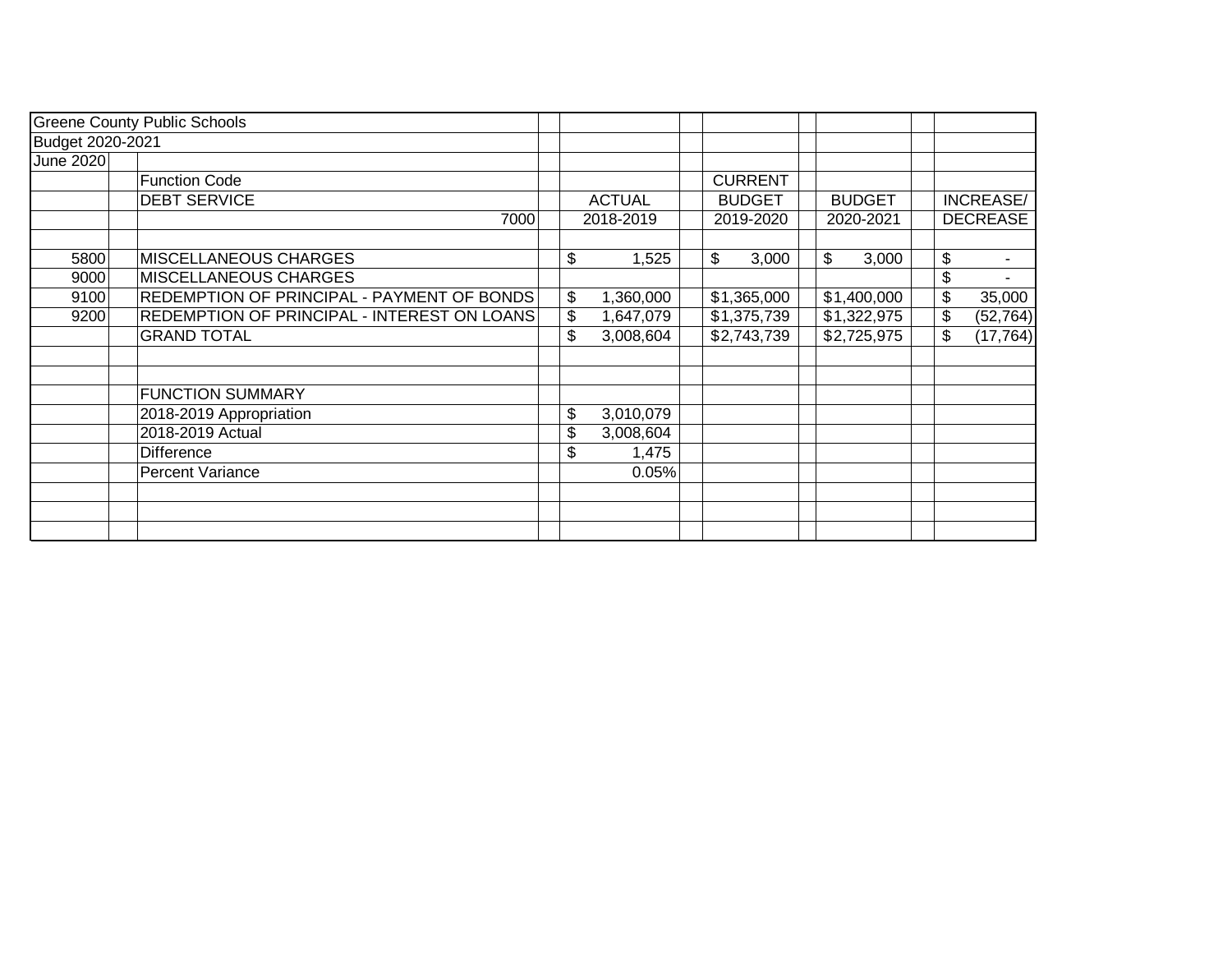| Greene County Public Schools | | | | | |
|---|---|---|---|---|---|
| Budget 2020-2021 | | | | | |
| June 2020 | | | | | |
| | Function Code | | CURRENT | | |
| | DEBT SERVICE | ACTUAL | BUDGET | BUDGET | INCREASE/ |
| | 7000 | 2018-2019 | 2019-2020 | 2020-2021 | DECREASE |
| | | | | | |
| 5800 | MISCELLANEOUS CHARGES | $ 1,525 | $ 3,000 | $ 3,000 | $ - |
| 9000 | MISCELLANEOUS CHARGES | | | | $ - |
| 9100 | REDEMPTION OF PRINCIPAL - PAYMENT OF BONDS | $ 1,360,000 | $1,365,000 | $1,400,000 | $ 35,000 |
| 9200 | REDEMPTION OF PRINCIPAL - INTEREST ON LOANS | $ 1,647,079 | $1,375,739 | $1,322,975 | $ (52,764) |
| | GRAND TOTAL | $ 3,008,604 | $2,743,739 | $2,725,975 | $ (17,764) |
| | | | | | |
| | | | | | |
| | FUNCTION SUMMARY | | | | |
| | 2018-2019 Appropriation | $ 3,010,079 | | | |
| | 2018-2019 Actual | $ 3,008,604 | | | |
| | Difference | $ 1,475 | | | |
| | Percent Variance | 0.05% | | | |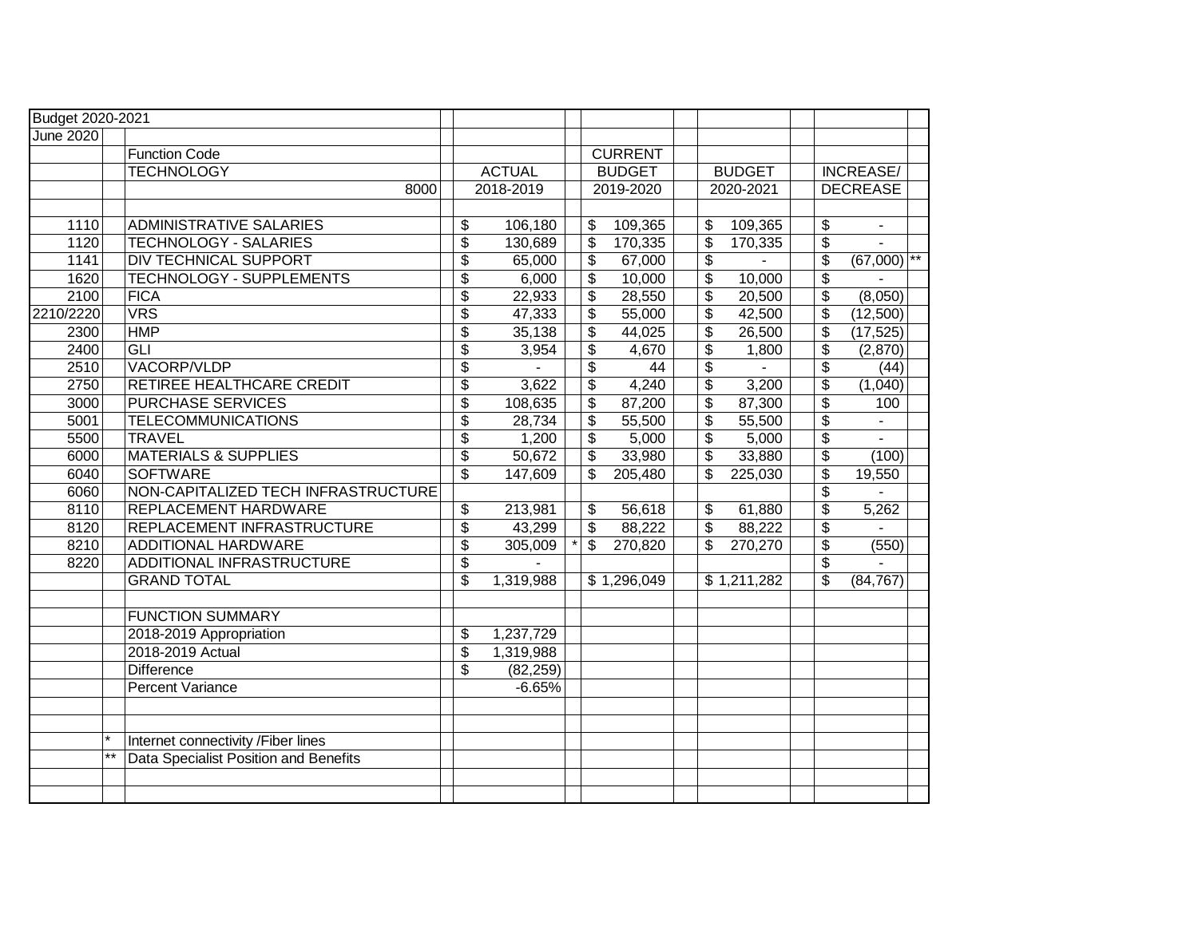| Budget 2020-2021 | | | | | | | |
|---|---|---|---|---|---|---|---|
| June 2020 | | | | | | | |
| | | Function Code | | CURRENT | | | |
| | | TECHNOLOGY | ACTUAL | BUDGET | BUDGET | INCREASE/ | |
| | | 8000 | 2018-2019 | 2019-2020 | 2020-2021 | DECREASE | |
| 1110 | | ADMINISTRATIVE SALARIES | $ 106,180 | $ 109,365 | $ 109,365 | $ - | |
| 1120 | | TECHNOLOGY - SALARIES | $ 130,689 | $ 170,335 | $ 170,335 | $ - | |
| 1141 | | DIV TECHNICAL SUPPORT | $ 65,000 | $ 67,000 | $ - | $ (67,000) | ** |
| 1620 | | TECHNOLOGY - SUPPLEMENTS | $ 6,000 | $ 10,000 | $ 10,000 | $ - | |
| 2100 | | FICA | $ 22,933 | $ 28,550 | $ 20,500 | $ (8,050) | |
| 2210/2220 | | VRS | $ 47,333 | $ 55,000 | $ 42,500 | $ (12,500) | |
| 2300 | | HMP | $ 35,138 | $ 44,025 | $ 26,500 | $ (17,525) | |
| 2400 | | GLI | $ 3,954 | $ 4,670 | $ 1,800 | $ (2,870) | |
| 2510 | | VACORP/VLDP | $ - | $ 44 | $ - | $ (44) | |
| 2750 | | RETIREE HEALTHCARE CREDIT | $ 3,622 | $ 4,240 | $ 3,200 | $ (1,040) | |
| 3000 | | PURCHASE SERVICES | $ 108,635 | $ 87,200 | $ 87,300 | $ 100 | |
| 5001 | | TELECOMMUNICATIONS | $ 28,734 | $ 55,500 | $ 55,500 | $ - | |
| 5500 | | TRAVEL | $ 1,200 | $ 5,000 | $ 5,000 | $ - | |
| 6000 | | MATERIALS & SUPPLIES | $ 50,672 | $ 33,980 | $ 33,880 | $ (100) | |
| 6040 | | SOFTWARE | $ 147,609 | $ 205,480 | $ 225,030 | $ 19,550 | |
| 6060 | | NON-CAPITALIZED TECH INFRASTRUCTURE | | | | $ - | |
| 8110 | | REPLACEMENT HARDWARE | $ 213,981 | $ 56,618 | $ 61,880 | $ 5,262 | |
| 8120 | | REPLACEMENT INFRASTRUCTURE | $ 43,299 | $ 88,222 | $ 88,222 | $ - | |
| 8210 | | ADDITIONAL HARDWARE | $ 305,009 * | $ 270,820 | $ 270,270 | $ (550) | |
| 8220 | | ADDITIONAL INFRASTRUCTURE | $ - | | | $ - | |
| | | GRAND TOTAL | $ 1,319,988 | $ 1,296,049 | $ 1,211,282 | $ (84,767) | |
| | | | | | | | |
| | | FUNCTION SUMMARY | | | | | |
| | | 2018-2019 Appropriation | $ 1,237,729 | | | | |
| | | 2018-2019 Actual | $ 1,319,988 | | | | |
| | | Difference | $ (82,259) | | | | |
| | | Percent Variance | -6.65% | | | | |
| | | | | | | | |
| | * | Internet connectivity /Fiber lines | | | | | |
| | ** | Data Specialist Position and Benefits | | | | | |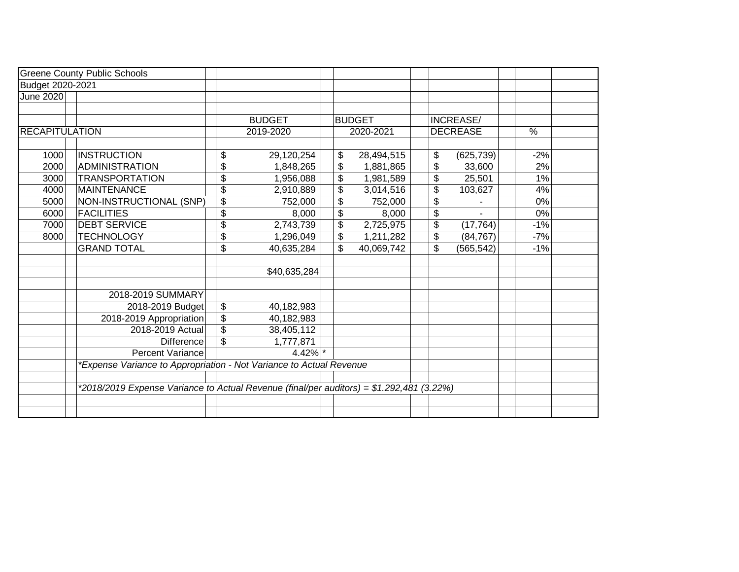Greene County Public Schools
Budget 2020-2021
June 2020

| RECAPITULATION | | BUDGET 2019-2020 | BUDGET 2020-2021 | INCREASE/ DECREASE | % |
|---|---|---|---|---|---|
| 1000 | INSTRUCTION | $ 29,120,254 | $ 28,494,515 | $ (625,739) | -2% |
| 2000 | ADMINISTRATION | $ 1,848,265 | $ 1,881,865 | $ 33,600 | 2% |
| 3000 | TRANSPORTATION | $ 1,956,088 | $ 1,981,589 | $ 25,501 | 1% |
| 4000 | MAINTENANCE | $ 2,910,889 | $ 3,014,516 | $ 103,627 | 4% |
| 5000 | NON-INSTRUCTIONAL (SNP) | $ 752,000 | $ 752,000 | $ - | 0% |
| 6000 | FACILITIES | $ 8,000 | $ 8,000 | $ - | 0% |
| 7000 | DEBT SERVICE | $ 2,743,739 | $ 2,725,975 | $ (17,764) | -1% |
| 8000 | TECHNOLOGY | $ 1,296,049 | $ 1,211,282 | $ (84,767) | -7% |
| | GRAND TOTAL | $ 40,635,284 | $ 40,069,742 | $ (565,542) | -1% |
| | | $40,635,284 | | | |

| 2018-2019 SUMMARY | |
|---|---|
| 2018-2019 Budget | $ 40,182,983 |
| 2018-2019 Appropriation | $ 40,182,983 |
| 2018-2019 Actual | $ 38,405,112 |
| Difference | $ 1,777,871 |
| Percent Variance | 4.42% * |

*\*Expense Variance to Appropriation - Not Variance to Actual Revenue*

*\*2018/2019 Expense Variance to Actual Revenue (final/per auditors) = $1.292,481 (3.22%)*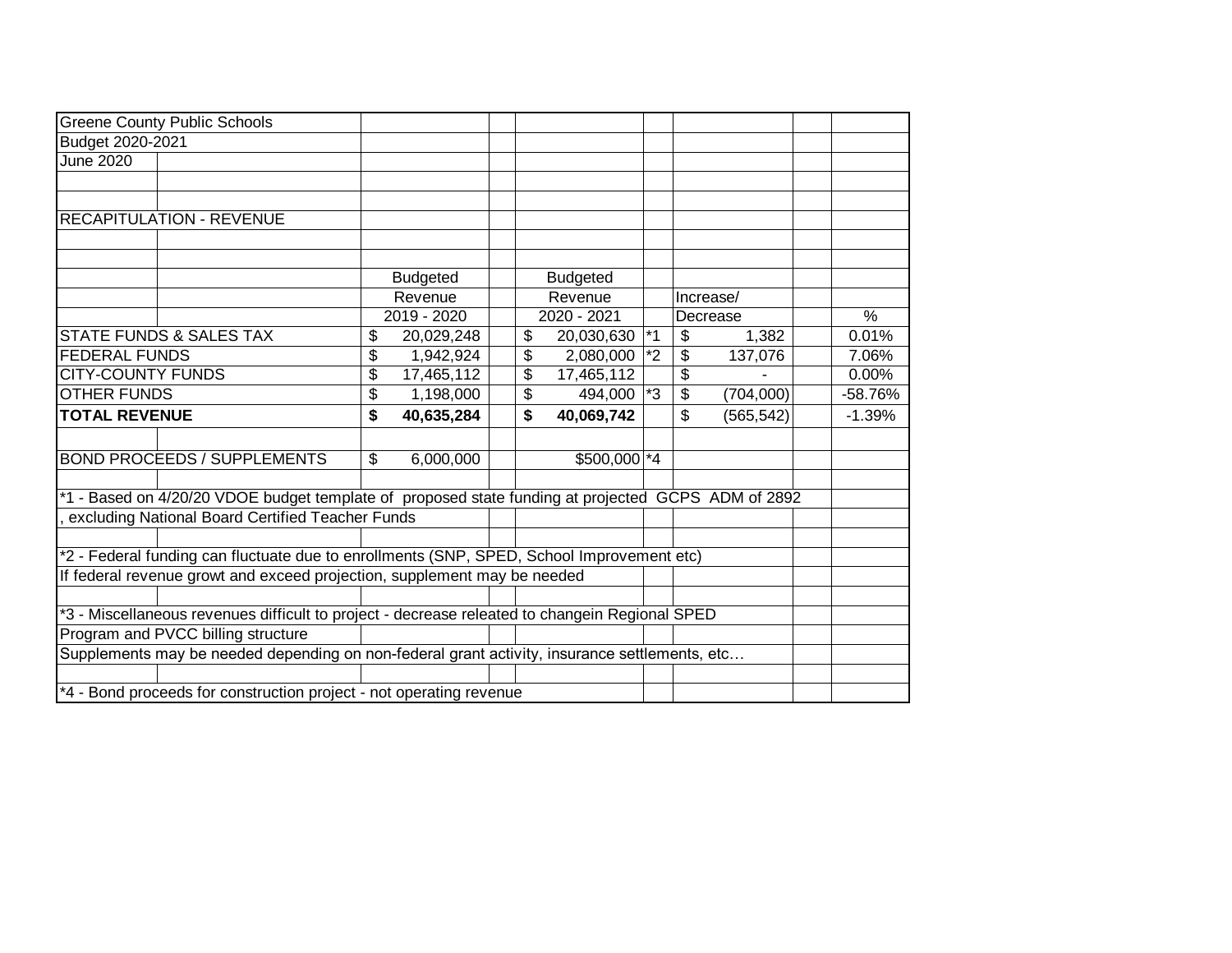Greene County Public Schools

Budget 2020-2021

June 2020

## RECAPITULATION - REVENUE

| | Budgeted Revenue 2019 - 2020 | Budgeted Revenue 2020 - 2021 | | Increase/ Decrease | % |
|---|---|---|---|---|---|
| STATE FUNDS & SALES TAX | $ 20,029,248 | $ 20,030,630 | *1 | $ 1,382 | 0.01% |
| FEDERAL FUNDS | $ 1,942,924 | $ 2,080,000 | *2 | $ 137,076 | 7.06% |
| CITY-COUNTY FUNDS | $ 17,465,112 | $ 17,465,112 | | $ - | 0.00% |
| OTHER FUNDS | $ 1,198,000 | $ 494,000 | *3 | $ (704,000) | -58.76% |
| **TOTAL REVENUE** | **$ 40,635,284** | **$ 40,069,742** | | $ (565,542) | -1.39% |
| | | | | | |
| BOND PROCEEDS / SUPPLEMENTS | $ 6,000,000 | $500,000 | *4 | | |

*1 - Based on 4/20/20 VDOE budget template of proposed state funding at projected GCPS ADM of 2892
, excluding National Board Certified Teacher Funds

*2 - Federal funding can fluctuate due to enrollments (SNP, SPED, School Improvement etc)
If federal revenue growt and exceed projection, supplement may be needed

*3 - Miscellaneous revenues difficult to project - decrease releated to changein Regional SPED
Program and PVCC billing structure
Supplements may be needed depending on non-federal grant activity, insurance settlements, etc…

*4 - Bond proceeds for construction project - not operating revenue